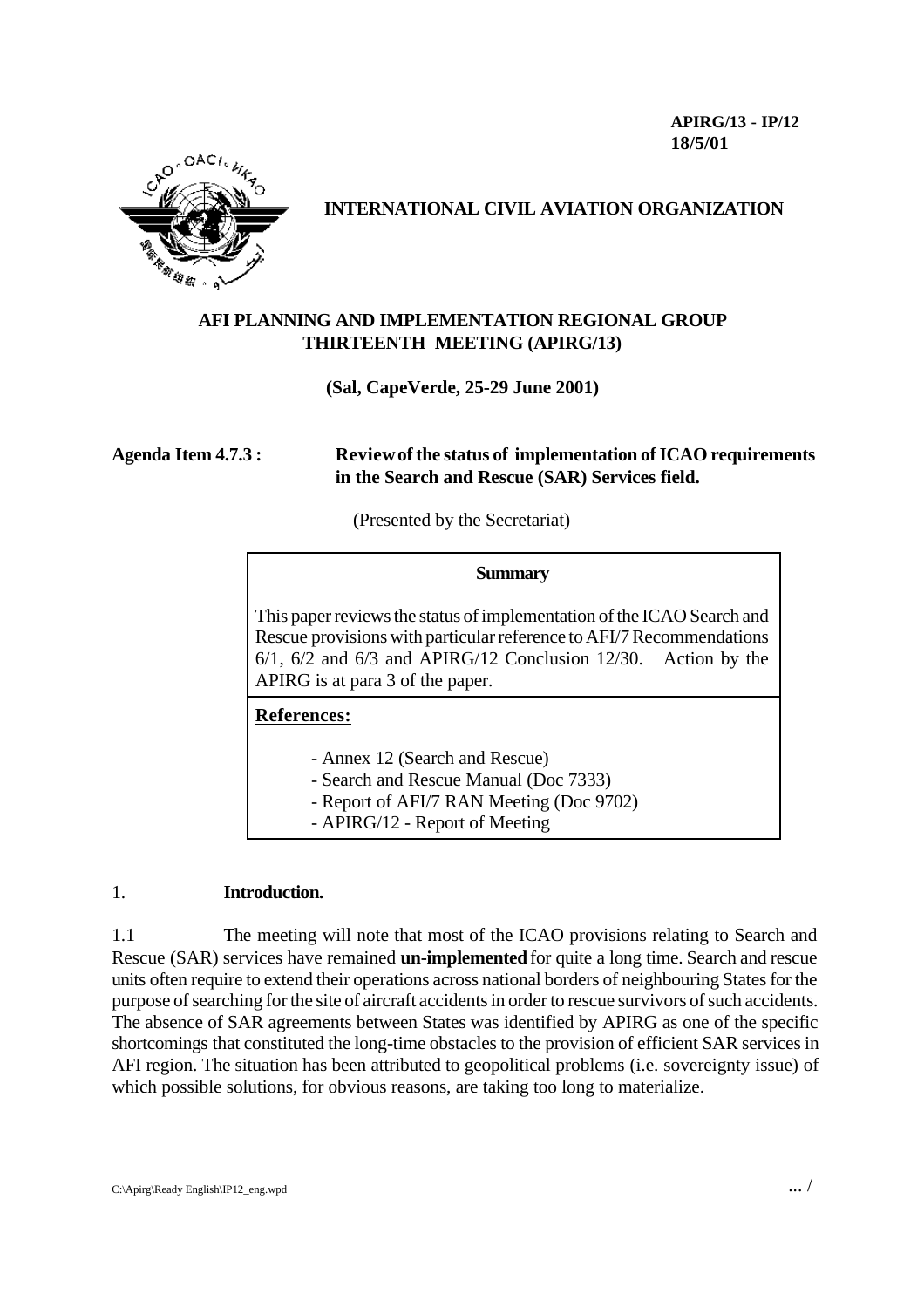**APIRG/13 - IP/12**
**18/5/01**

# INTERNATIONAL CIVIL AVIATION ORGANIZATION

## AFI PLANNING AND IMPLEMENTATION REGIONAL GROUP THIRTEENTH MEETING (APIRG/13)

**(Sal, CapeVerde, 25-29 June 2001)**

**Agenda Item 4.7.3 :** **Review of the status of implementation of ICAO requirements in the Search and Rescue (SAR) Services field.**

(Presented by the Secretariat)

| **Summary** |
|---|
| This paper reviews the status of implementation of the ICAO Search and Rescue provisions with particular reference to AFI/7 Recommendations 6/1, 6/2 and 6/3 and APIRG/12 Conclusion 12/30. Action by the APIRG is at para 3 of the paper. |
| **References:**<br><br>- Annex 12 (Search and Rescue)<br>- Search and Rescue Manual (Doc 7333)<br>- Report of AFI/7 RAN Meeting (Doc 9702)<br>- APIRG/12 - Report of Meeting |

### 1. **Introduction.**

1.1 The meeting will note that most of the ICAO provisions relating to Search and Rescue (SAR) services have remained **un-implemented** for quite a long time. Search and rescue units often require to extend their operations across national borders of neighbouring States for the purpose of searching for the site of aircraft accidents in order to rescue survivors of such accidents. The absence of SAR agreements between States was identified by APIRG as one of the specific shortcomings that constituted the long-time obstacles to the provision of efficient SAR services in AFI region. The situation has been attributed to geopolitical problems (i.e. sovereignty issue) of which possible solutions, for obvious reasons, are taking too long to materialize.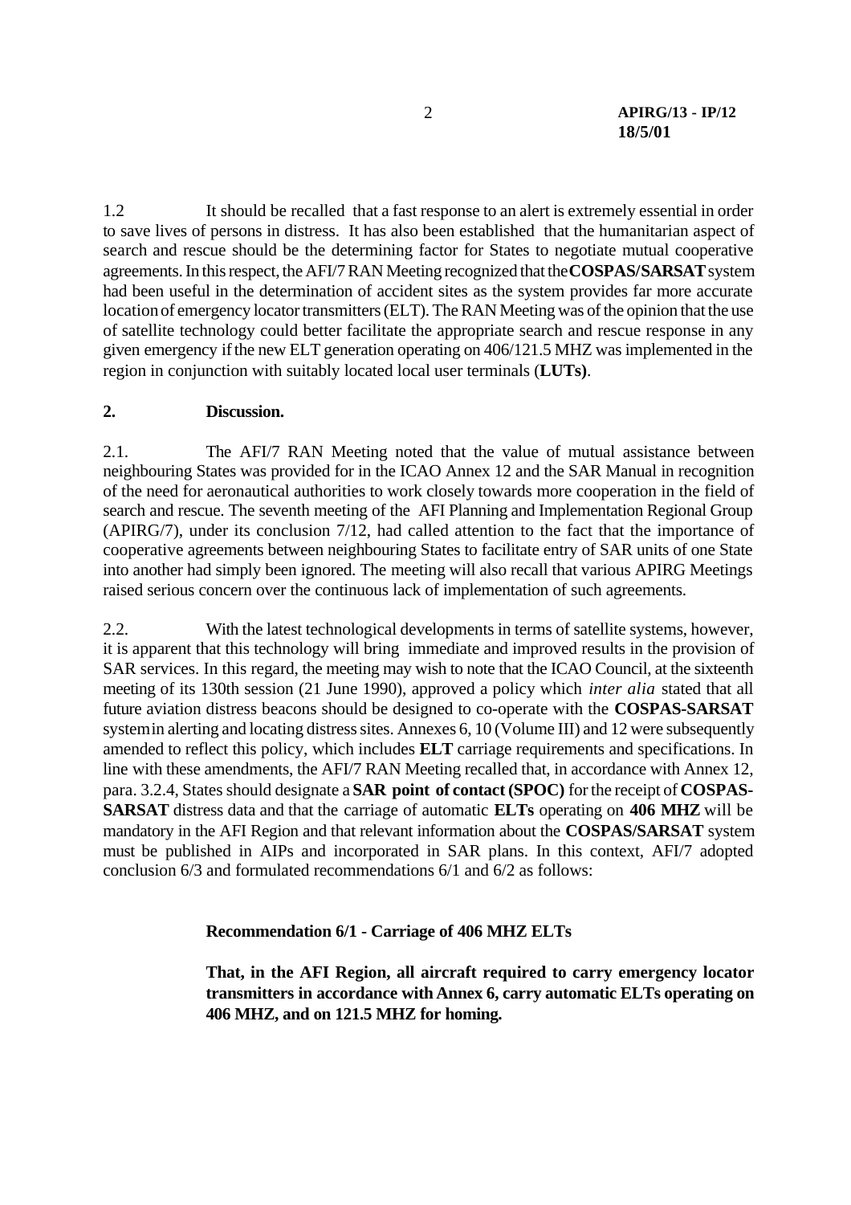1.2 It should be recalled that a fast response to an alert is extremely essential in order to save lives of persons in distress. It has also been established that the humanitarian aspect of search and rescue should be the determining factor for States to negotiate mutual cooperative agreements. In this respect, the AFI/7 RAN Meeting recognized that the **COSPAS/SARSAT** system had been useful in the determination of accident sites as the system provides far more accurate location of emergency locator transmitters (ELT). The RAN Meeting was of the opinion that the use of satellite technology could better facilitate the appropriate search and rescue response in any given emergency if the new ELT generation operating on 406/121.5 MHZ was implemented in the region in conjunction with suitably located local user terminals (**LUTs)**.

## 2. Discussion.

2.1. The AFI/7 RAN Meeting noted that the value of mutual assistance between neighbouring States was provided for in the ICAO Annex 12 and the SAR Manual in recognition of the need for aeronautical authorities to work closely towards more cooperation in the field of search and rescue. The seventh meeting of the AFI Planning and Implementation Regional Group (APIRG/7), under its conclusion 7/12, had called attention to the fact that the importance of cooperative agreements between neighbouring States to facilitate entry of SAR units of one State into another had simply been ignored. The meeting will also recall that various APIRG Meetings raised serious concern over the continuous lack of implementation of such agreements.

2.2. With the latest technological developments in terms of satellite systems, however, it is apparent that this technology will bring immediate and improved results in the provision of SAR services. In this regard, the meeting may wish to note that the ICAO Council, at the sixteenth meeting of its 130th session (21 June 1990), approved a policy which *inter alia* stated that all future aviation distress beacons should be designed to co-operate with the **COSPAS-SARSAT** system in alerting and locating distress sites. Annexes 6, 10 (Volume III) and 12 were subsequently amended to reflect this policy, which includes **ELT** carriage requirements and specifications. In line with these amendments, the AFI/7 RAN Meeting recalled that, in accordance with Annex 12, para. 3.2.4, States should designate a **SAR point of contact (SPOC)** for the receipt of **COSPAS-SARSAT** distress data and that the carriage of automatic **ELTs** operating on **406 MHZ** will be mandatory in the AFI Region and that relevant information about the **COSPAS/SARSAT** system must be published in AIPs and incorporated in SAR plans. In this context, AFI/7 adopted conclusion 6/3 and formulated recommendations 6/1 and 6/2 as follows:

**Recommendation 6/1 - Carriage of 406 MHZ ELTs**

**That, in the AFI Region, all aircraft required to carry emergency locator transmitters in accordance with Annex 6, carry automatic ELTs operating on 406 MHZ, and on 121.5 MHZ for homing.**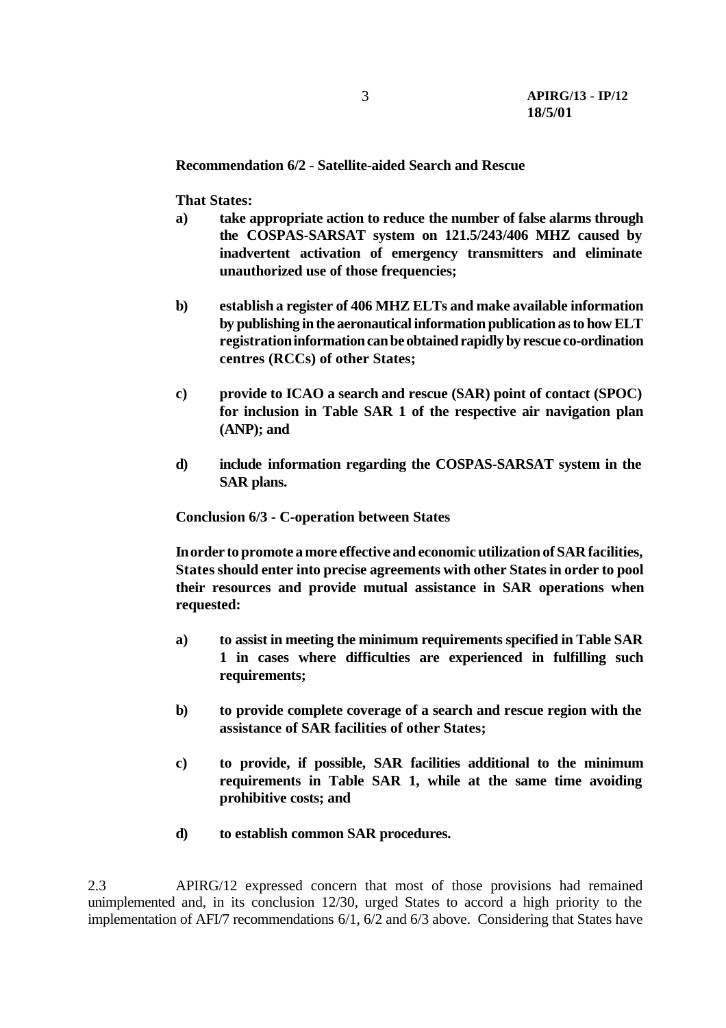**Recommendation 6/2 - Satellite-aided Search and Rescue**

**That States:**

**a)** **take appropriate action to reduce the number of false alarms through the COSPAS-SARSAT system on 121.5/243/406 MHZ caused by inadvertent activation of emergency transmitters and eliminate unauthorized use of those frequencies;**

**b)** **establish a register of 406 MHZ ELTs and make available information by publishing in the aeronautical information publication as to how ELT registration information can be obtained rapidly by rescue co-ordination centres (RCCs) of other States;**

**c)** **provide to ICAO a search and rescue (SAR) point of contact (SPOC) for inclusion in Table SAR 1 of the respective air navigation plan (ANP); and**

**d)** **include information regarding the COSPAS-SARSAT system in the SAR plans.**

**Conclusion 6/3 - C-operation between States**

**In order to promote a more effective and economic utilization of SAR facilities, States should enter into precise agreements with other States in order to pool their resources and provide mutual assistance in SAR operations when requested:**

**a)** **to assist in meeting the minimum requirements specified in Table SAR 1 in cases where difficulties are experienced in fulfilling such requirements;**

**b)** **to provide complete coverage of a search and rescue region with the assistance of SAR facilities of other States;**

**c)** **to provide, if possible, SAR facilities additional to the minimum requirements in Table SAR 1, while at the same time avoiding prohibitive costs; and**

**d)** **to establish common SAR procedures.**

2.3 APIRG/12 expressed concern that most of those provisions had remained unimplemented and, in its conclusion 12/30, urged States to accord a high priority to the implementation of AFI/7 recommendations 6/1, 6/2 and 6/3 above. Considering that States have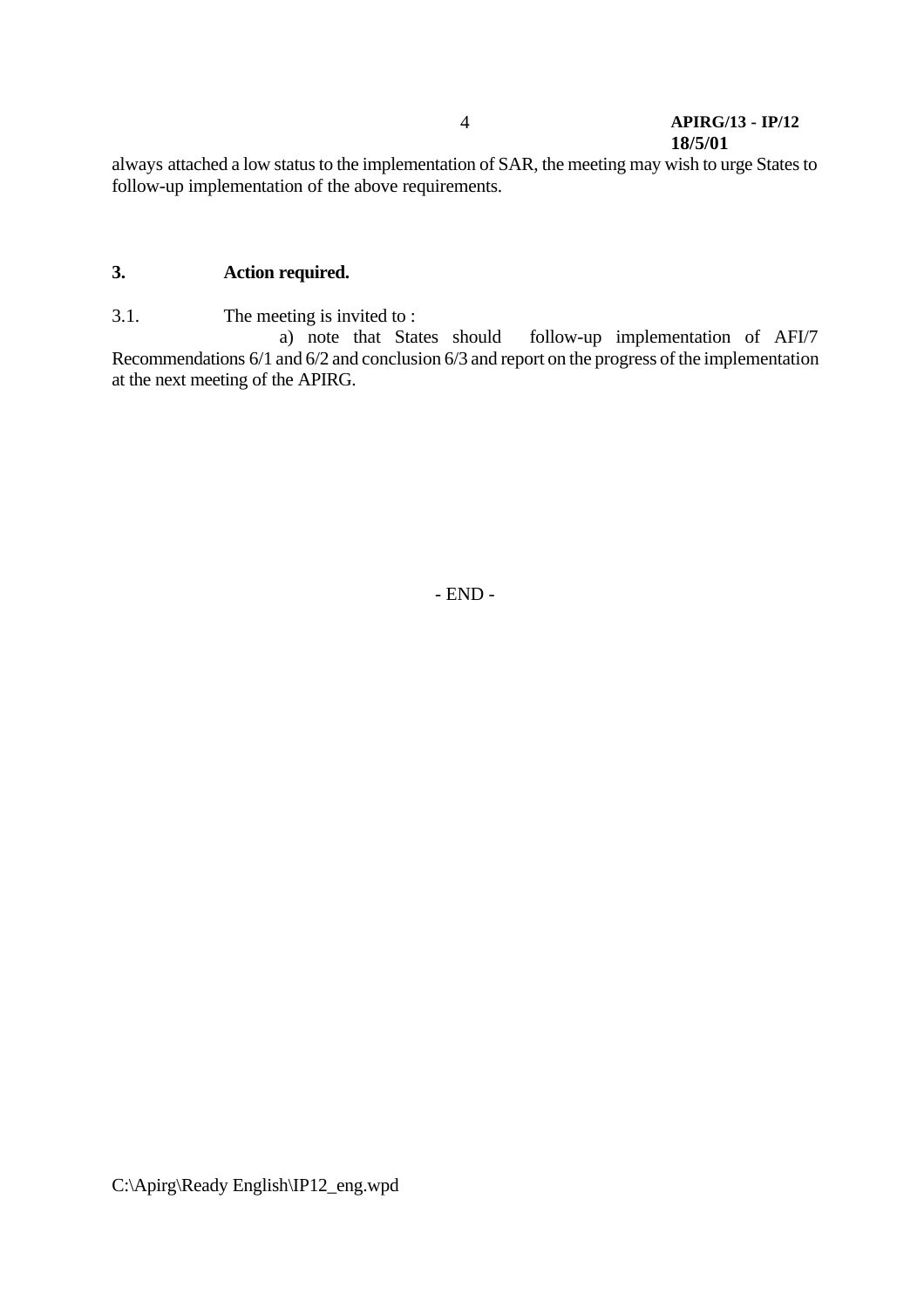always attached a low status to the implementation of SAR, the meeting may wish to urge States to follow-up implementation of the above requirements.

## 3. Action required.

3.1. The meeting is invited to :

a) note that States should follow-up implementation of AFI/7 Recommendations 6/1 and 6/2 and conclusion 6/3 and report on the progress of the implementation at the next meeting of the APIRG.

- END -

C:\Apirg\Ready English\IP12_eng.wpd